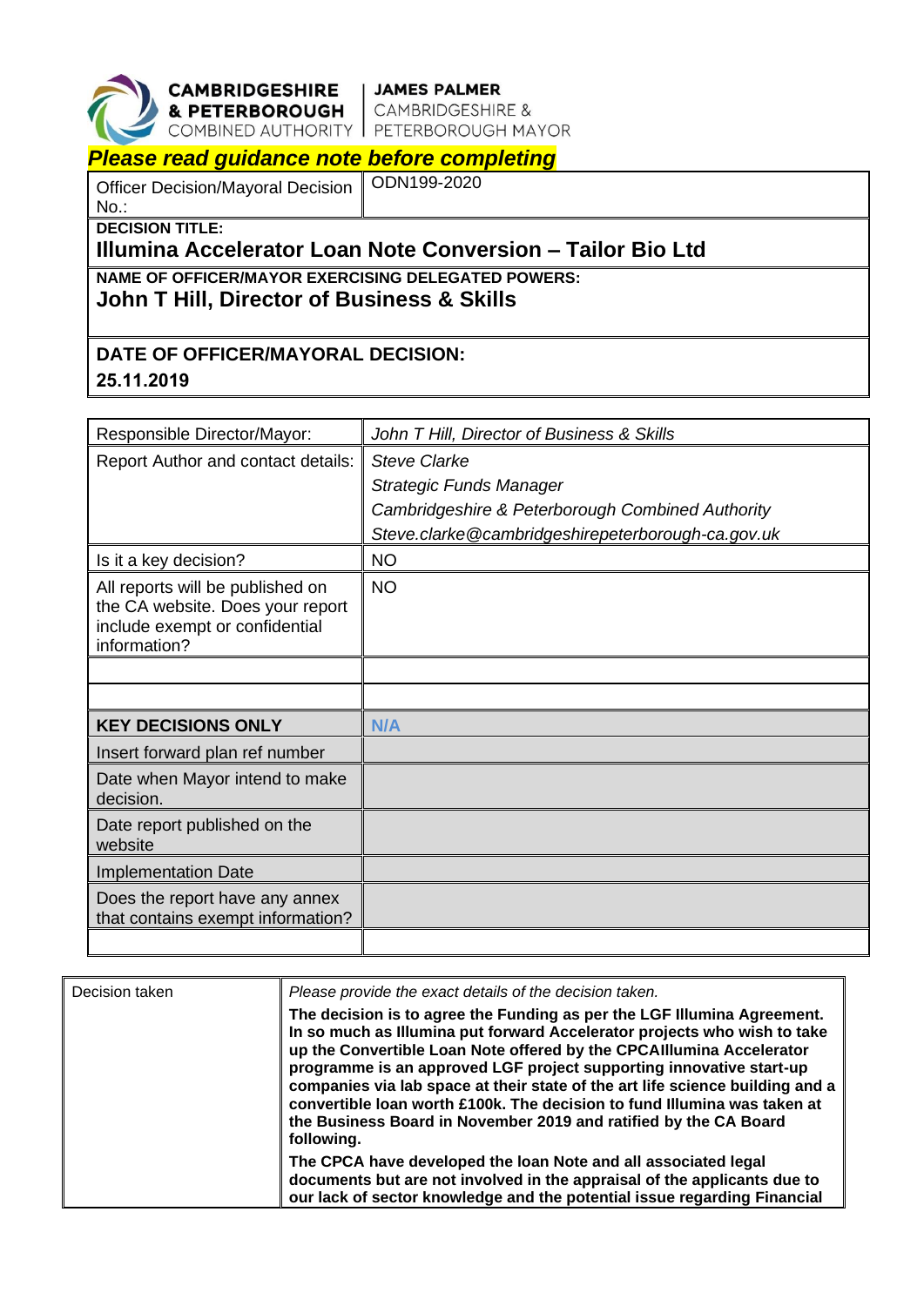**CAMBRIDGESHIRE & PETERBOROUGH** COMBINED AUTHORITY | **JAMES PALMER** CAMBRIDGESHIRE & PETERBOROUGH MAYOR

***Please read guidance note before completing***

| Officer Decision/Mayoral Decision No.: | ODN199-2020 |
|---|---|
| **DECISION TITLE:** **Illumina Accelerator Loan Note Conversion – Tailor Bio Ltd** | |
| **NAME OF OFFICER/MAYOR EXERCISING DELEGATED POWERS:** **John T Hill, Director of Business & Skills** | |
| **DATE OF OFFICER/MAYORAL DECISION:** **25.11.2019** | |

| Responsible Director/Mayor: | *John T Hill, Director of Business & Skills* |
|---|---|
| Report Author and contact details: | *Steve Clarke*<br>*Strategic Funds Manager*<br>*Cambridgeshire & Peterborough Combined Authority*<br>*Steve.clarke@cambridgeshirepeterborough-ca.gov.uk* |
| Is it a key decision? | NO |
| All reports will be published on the CA website. Does your report include exempt or confidential information? | NO |
| | |
| | |
| **KEY DECISIONS ONLY** | **N/A** |
| Insert forward plan ref number | |
| Date when Mayor intend to make decision. | |
| Date report published on the website | |
| Implementation Date | |
| Does the report have any annex that contains exempt information? | |
| | |

| Decision taken | *Please provide the exact details of the decision taken.*<br>**The decision is to agree the Funding as per the LGF Illumina Agreement. In so much as Illumina put forward Accelerator projects who wish to take up the Convertible Loan Note offered by the CPCAIllumina Accelerator programme is an approved LGF project supporting innovative start-up companies via lab space at their state of the art life science building and a convertible loan worth £100k. The decision to fund Illumina was taken at the Business Board in November 2019 and ratified by the CA Board following.**<br>**The CPCA have developed the loan Note and all associated legal documents but are not involved in the appraisal of the applicants due to our lack of sector knowledge and the potential issue regarding Financial** |
|---|---|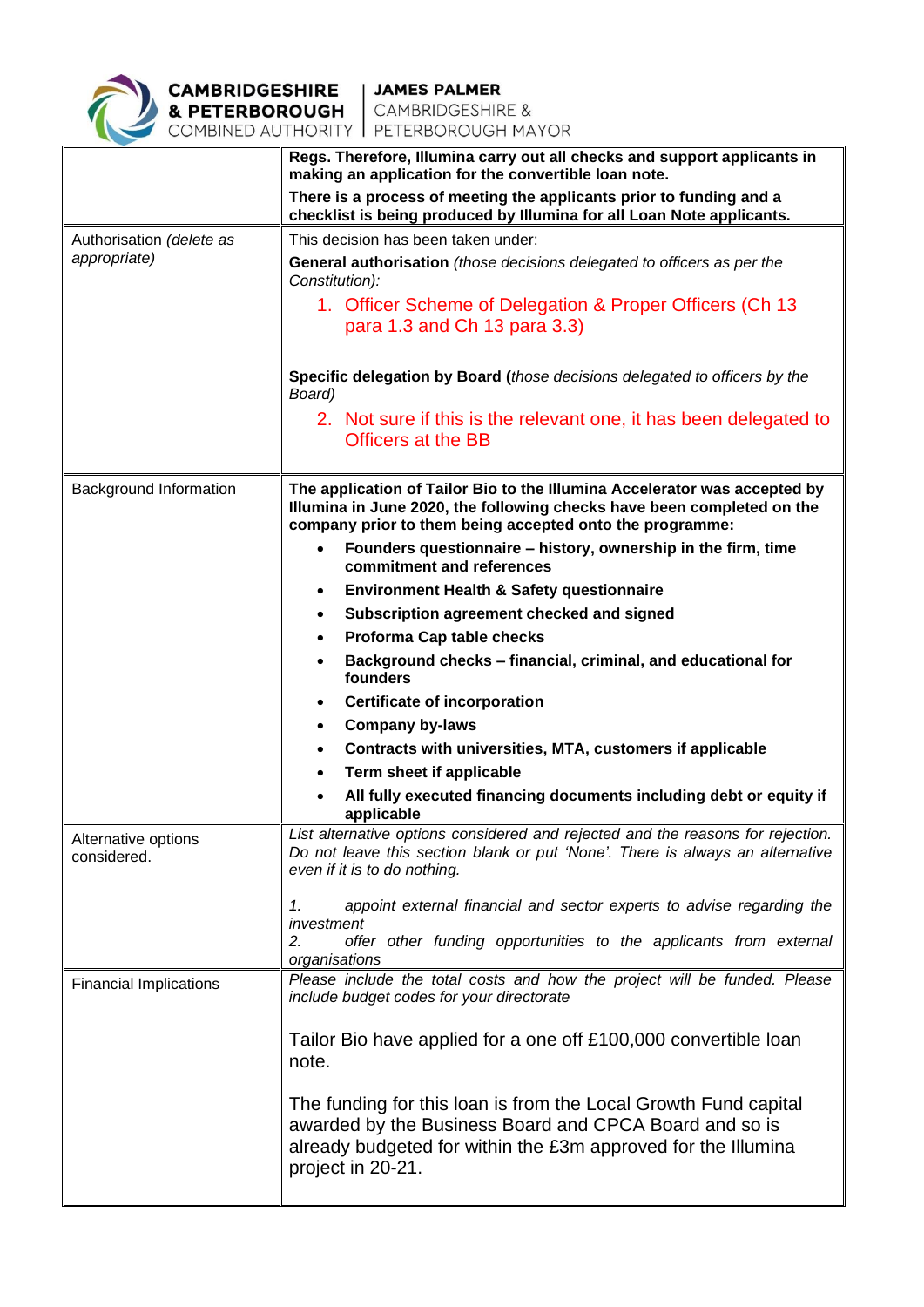| | |
|---|---|
| | **Regs. Therefore, Illumina carry out all checks and support applicants in making an application for the convertible loan note.** **There is a process of meeting the applicants prior to funding and a checklist is being produced by Illumina for all Loan Note applicants.** |
| Authorisation *(delete as appropriate)* | This decision has been taken under: **General authorisation** *(those decisions delegated to officers as per the Constitution):* 1. Officer Scheme of Delegation & Proper Officers (Ch 13 para 1.3 and Ch 13 para 3.3) **Specific delegation by Board (***those decisions delegated to officers by the Board)* 2. Not sure if this is the relevant one, it has been delegated to Officers at the BB |
| Background Information | **The application of Tailor Bio to the Illumina Accelerator was accepted by Illumina in June 2020, the following checks have been completed on the company prior to them being accepted onto the programme:** • **Founders questionnaire – history, ownership in the firm, time commitment and references** • **Environment Health & Safety questionnaire** • **Subscription agreement checked and signed** • **Proforma Cap table checks** • **Background checks – financial, criminal, and educational for founders** • **Certificate of incorporation** • **Company by-laws** • **Contracts with universities, MTA, customers if applicable** • **Term sheet if applicable** • **All fully executed financing documents including debt or equity if applicable** |
| Alternative options considered. | *List alternative options considered and rejected and the reasons for rejection. Do not leave this section blank or put 'None'. There is always an alternative even if it is to do nothing.* *1. appoint external financial and sector experts to advise regarding the investment* *2. offer other funding opportunities to the applicants from external organisations* |
| Financial Implications | *Please include the total costs and how the project will be funded. Please include budget codes for your directorate* Tailor Bio have applied for a one off £100,000 convertible loan note. The funding for this loan is from the Local Growth Fund capital awarded by the Business Board and CPCA Board and so is already budgeted for within the £3m approved for the Illumina project in 20-21. |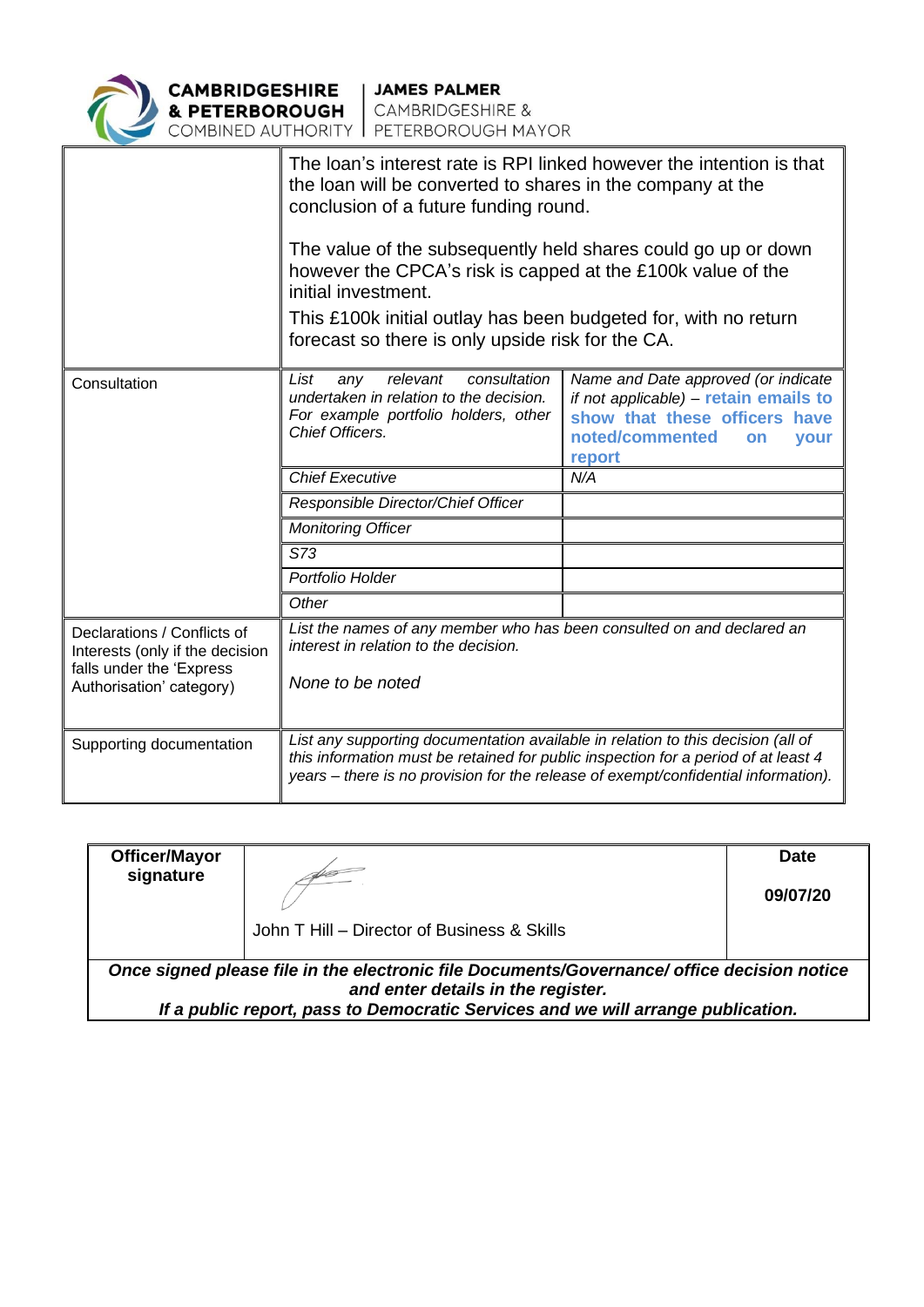| | | |
|---|---|---|
| | The loan's interest rate is RPI linked however the intention is that the loan will be converted to shares in the company at the conclusion of a future funding round.<br><br>The value of the subsequently held shares could go up or down however the CPCA's risk is capped at the £100k value of the initial investment.<br><br>This £100k initial outlay has been budgeted for, with no return forecast so there is only upside risk for the CA. | |
| Consultation | *List any relevant consultation undertaken in relation to the decision. For example portfolio holders, other Chief Officers.* | *Name and Date approved (or indicate if not applicable)* – **retain emails to show that these officers have noted/commented on your report** |
| | *Chief Executive* | *N/A* |
| | *Responsible Director/Chief Officer* | |
| | *Monitoring Officer* | |
| | *S73* | |
| | *Portfolio Holder* | |
| | *Other* | |
| Declarations / Conflicts of Interests (only if the decision falls under the 'Express Authorisation' category) | *List the names of any member who has been consulted on and declared an interest in relation to the decision.*<br><br>*None to be noted* | |
| Supporting documentation | *List any supporting documentation available in relation to this decision (all of this information must be retained for public inspection for a period of at least 4 years – there is no provision for the release of exempt/confidential information).* | |

| | | |
|---|---|---|
| **Officer/Mayor signature** | John T Hill – Director of Business & Skills | **Date**<br><br>**09/07/20** |

***Once signed please file in the electronic file Documents/Governance/ office decision notice and enter details in the register.***

***If a public report, pass to Democratic Services and we will arrange publication.***